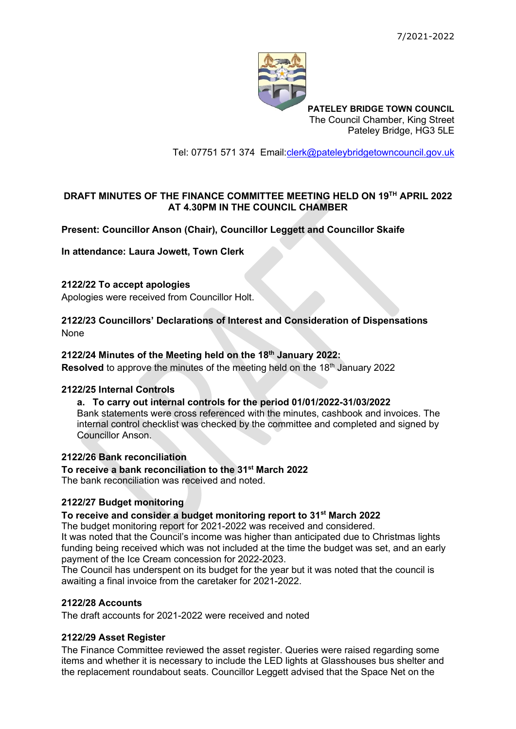7/2021-2022

**PATELEY BRIDGE TOWN COUNCIL**
The Council Chamber, King Street
Pateley Bridge, HG3 5LE

Tel: 07751 571 374 Email:clerk@pateleybridgetowncouncil.gov.uk

## DRAFT MINUTES OF THE FINANCE COMMITTEE MEETING HELD ON 19TH APRIL 2022 AT 4.30PM IN THE COUNCIL CHAMBER

**Present: Councillor Anson (Chair), Councillor Leggett and Councillor Skaife**

**In attendance: Laura Jowett, Town Clerk**

### 2122/22 To accept apologies

Apologies were received from Councillor Holt.

### 2122/23 Councillors' Declarations of Interest and Consideration of Dispensations

None

### 2122/24 Minutes of the Meeting held on the 18th January 2022:

**Resolved** to approve the minutes of the meeting held on the 18th January 2022

### 2122/25 Internal Controls

**a. To carry out internal controls for the period 01/01/2022-31/03/2022**

Bank statements were cross referenced with the minutes, cashbook and invoices. The internal control checklist was checked by the committee and completed and signed by Councillor Anson.

### 2122/26 Bank reconciliation

**To receive a bank reconciliation to the 31st March 2022**

The bank reconciliation was received and noted.

### 2122/27 Budget monitoring

**To receive and consider a budget monitoring report to 31st March 2022**

The budget monitoring report for 2021-2022 was received and considered.
It was noted that the Council's income was higher than anticipated due to Christmas lights funding being received which was not included at the time the budget was set, and an early payment of the Ice Cream concession for 2022-2023.
The Council has underspent on its budget for the year but it was noted that the council is awaiting a final invoice from the caretaker for 2021-2022.

### 2122/28 Accounts

The draft accounts for 2021-2022 were received and noted

### 2122/29 Asset Register

The Finance Committee reviewed the asset register. Queries were raised regarding some items and whether it is necessary to include the LED lights at Glasshouses bus shelter and the replacement roundabout seats. Councillor Leggett advised that the Space Net on the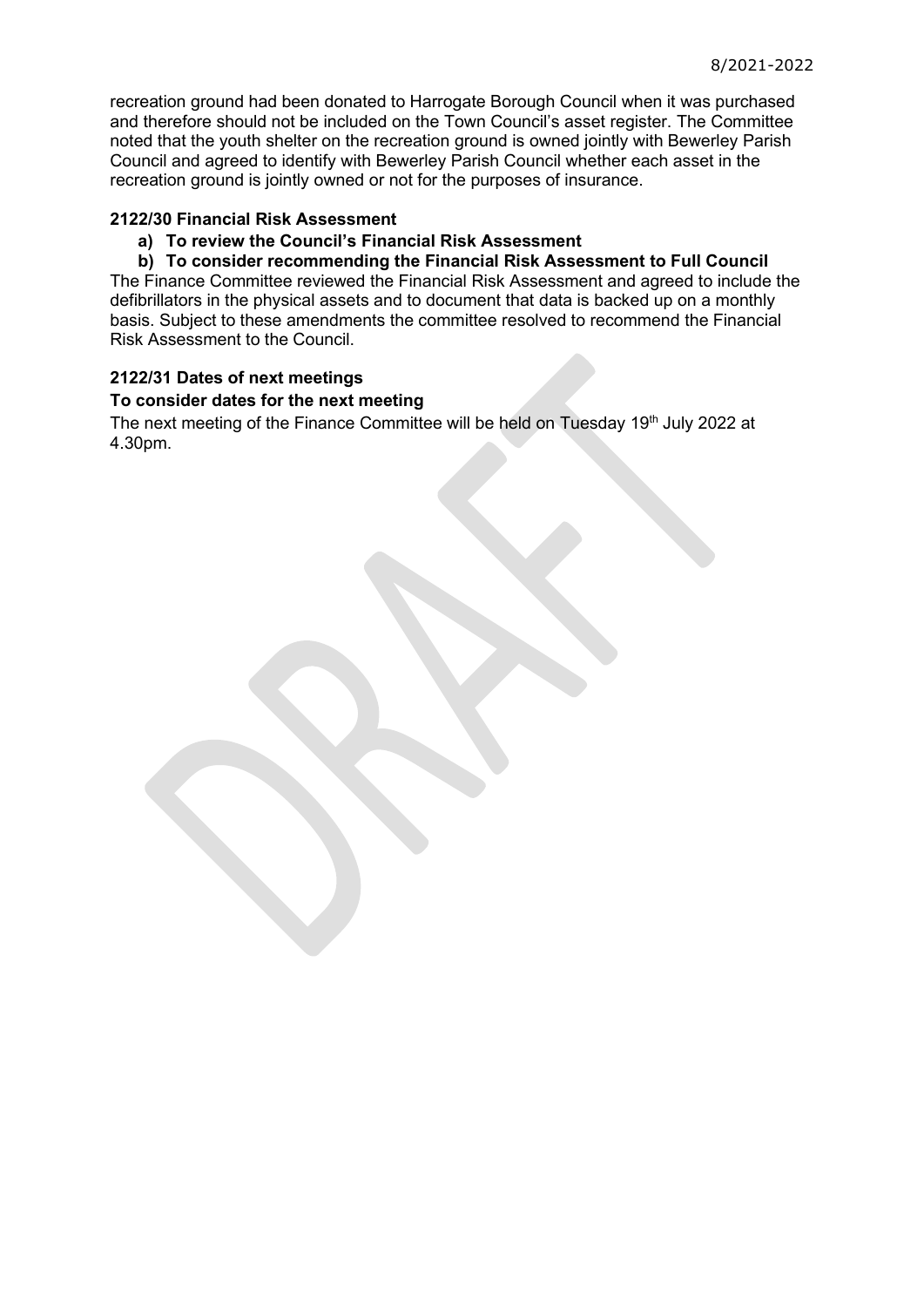recreation ground had been donated to Harrogate Borough Council when it was purchased and therefore should not be included on the Town Council's asset register. The Committee noted that the youth shelter on the recreation ground is owned jointly with Bewerley Parish Council and agreed to identify with Bewerley Parish Council whether each asset in the recreation ground is jointly owned or not for the purposes of insurance.

### 2122/30 Financial Risk Assessment

**a) To review the Council's Financial Risk Assessment**

**b) To consider recommending the Financial Risk Assessment to Full Council**

The Finance Committee reviewed the Financial Risk Assessment and agreed to include the defibrillators in the physical assets and to document that data is backed up on a monthly basis. Subject to these amendments the committee resolved to recommend the Financial Risk Assessment to the Council.

### 2122/31 Dates of next meetings

**To consider dates for the next meeting**

The next meeting of the Finance Committee will be held on Tuesday 19th July 2022 at 4.30pm.